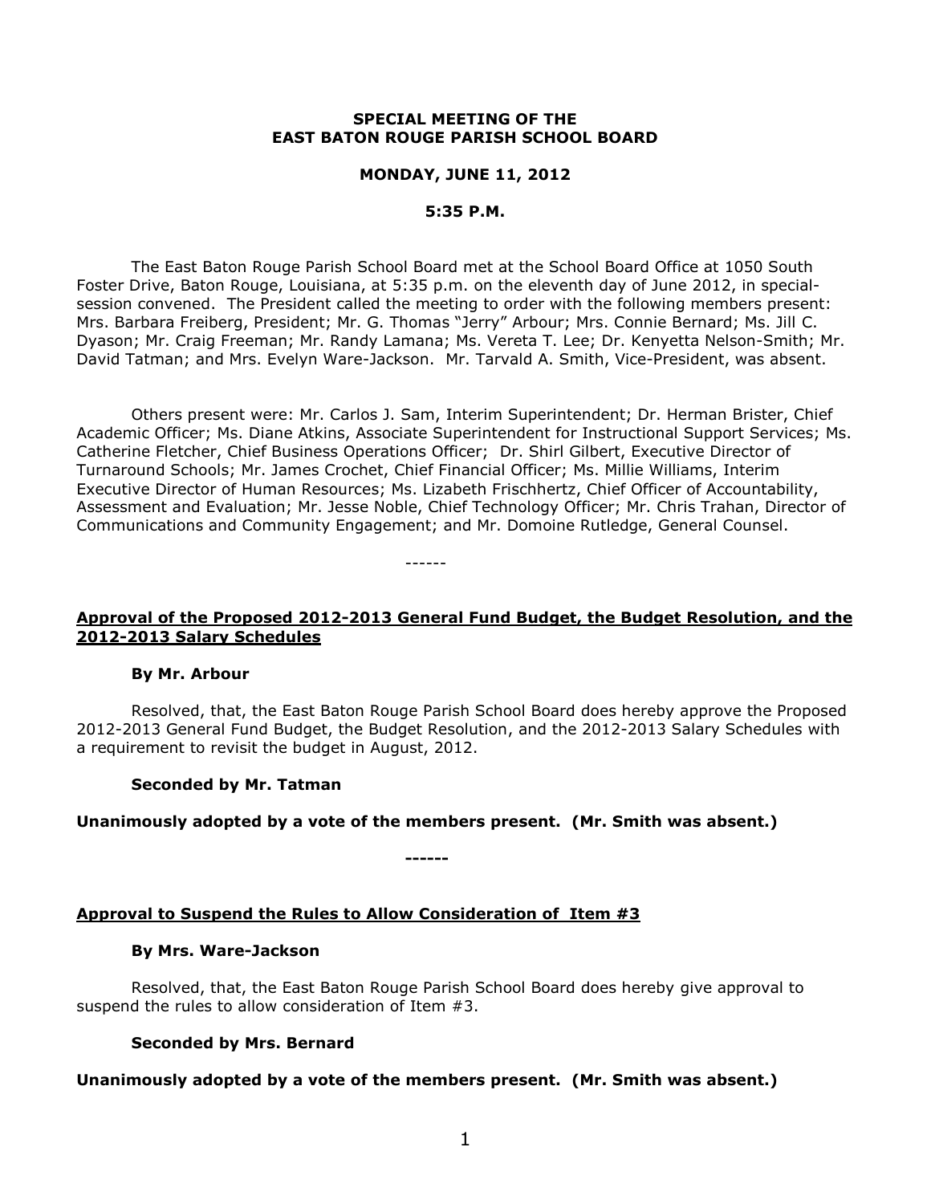**SPECIAL MEETING OF THE**
**EAST BATON ROUGE PARISH SCHOOL BOARD**

**MONDAY, JUNE 11, 2012**

**5:35 P.M.**

The East Baton Rouge Parish School Board met at the School Board Office at 1050 South Foster Drive, Baton Rouge, Louisiana, at 5:35 p.m. on the eleventh day of June 2012, in special-session convened. The President called the meeting to order with the following members present: Mrs. Barbara Freiberg, President; Mr. G. Thomas "Jerry" Arbour; Mrs. Connie Bernard; Ms. Jill C. Dyason; Mr. Craig Freeman; Mr. Randy Lamana; Ms. Vereta T. Lee; Dr. Kenyetta Nelson-Smith; Mr. David Tatman; and Mrs. Evelyn Ware-Jackson. Mr. Tarvald A. Smith, Vice-President, was absent.

Others present were: Mr. Carlos J. Sam, Interim Superintendent; Dr. Herman Brister, Chief Academic Officer; Ms. Diane Atkins, Associate Superintendent for Instructional Support Services; Ms. Catherine Fletcher, Chief Business Operations Officer; Dr. Shirl Gilbert, Executive Director of Turnaround Schools; Mr. James Crochet, Chief Financial Officer; Ms. Millie Williams, Interim Executive Director of Human Resources; Ms. Lizabeth Frischhertz, Chief Officer of Accountability, Assessment and Evaluation; Mr. Jesse Noble, Chief Technology Officer; Mr. Chris Trahan, Director of Communications and Community Engagement; and Mr. Domoine Rutledge, General Counsel.

------

**Approval of the Proposed 2012-2013 General Fund Budget, the Budget Resolution, and the 2012-2013 Salary Schedules**

**By Mr. Arbour**

Resolved, that, the East Baton Rouge Parish School Board does hereby approve the Proposed 2012-2013 General Fund Budget, the Budget Resolution, and the 2012-2013 Salary Schedules with a requirement to revisit the budget in August, 2012.

**Seconded by Mr. Tatman**

**Unanimously adopted by a vote of the members present. (Mr. Smith was absent.)**

**------**

**Approval to Suspend the Rules to Allow Consideration of Item #3**

**By Mrs. Ware-Jackson**

Resolved, that, the East Baton Rouge Parish School Board does hereby give approval to suspend the rules to allow consideration of Item #3.

**Seconded by Mrs. Bernard**

**Unanimously adopted by a vote of the members present. (Mr. Smith was absent.)**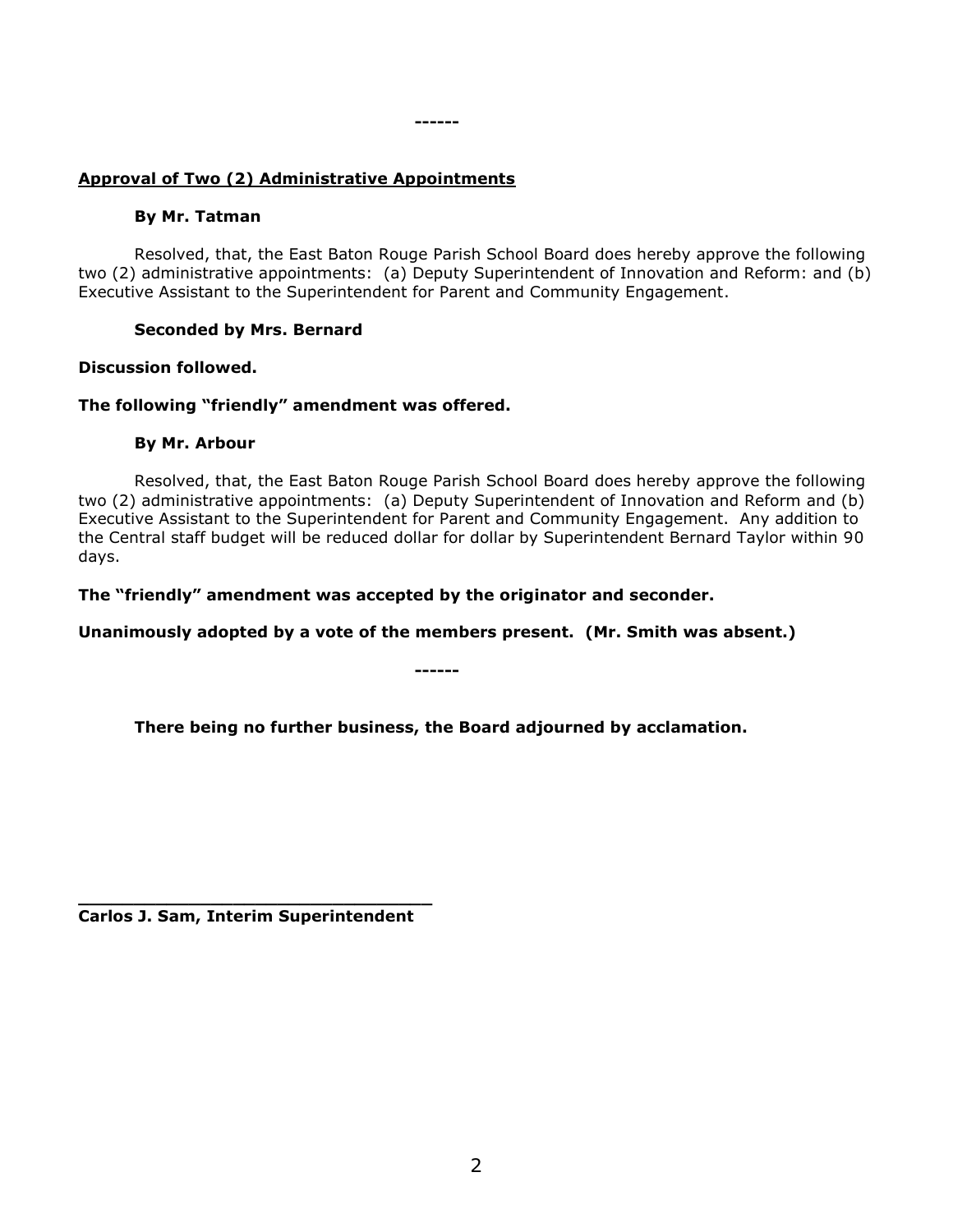------

**Approval of Two (2) Administrative Appointments**

**By Mr. Tatman**

Resolved, that, the East Baton Rouge Parish School Board does hereby approve the following two (2) administrative appointments: (a) Deputy Superintendent of Innovation and Reform: and (b) Executive Assistant to the Superintendent for Parent and Community Engagement.

**Seconded by Mrs. Bernard**

**Discussion followed.**

**The following "friendly" amendment was offered.**

**By Mr. Arbour**

Resolved, that, the East Baton Rouge Parish School Board does hereby approve the following two (2) administrative appointments: (a) Deputy Superintendent of Innovation and Reform and (b) Executive Assistant to the Superintendent for Parent and Community Engagement. Any addition to the Central staff budget will be reduced dollar for dollar by Superintendent Bernard Taylor within 90 days.

**The "friendly" amendment was accepted by the originator and seconder.**

**Unanimously adopted by a vote of the members present. (Mr. Smith was absent.)**

------

**There being no further business, the Board adjourned by acclamation.**

\_\_\_\_\_\_\_\_\_\_\_\_\_\_\_\_\_\_\_\_\_\_\_\_\_\_\_\_\_\_\_\_

**Carlos J. Sam, Interim Superintendent**